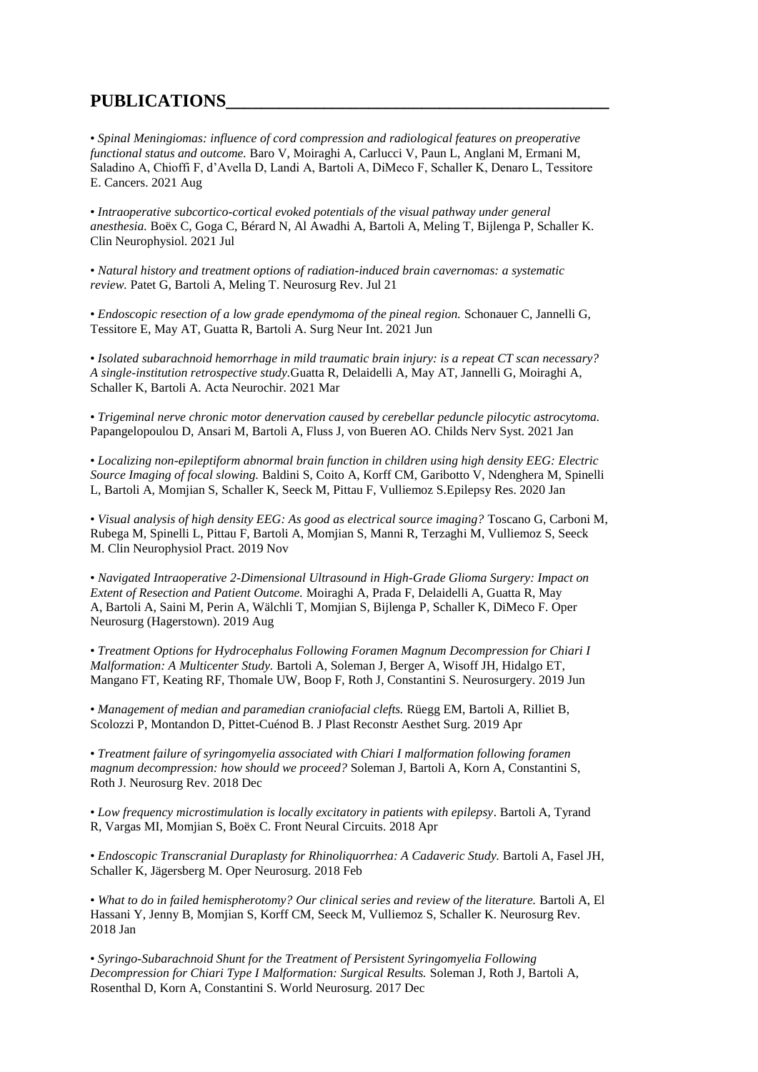## PUBLICATIONS

• *Spinal Meningiomas: influence of cord compression and radiological features on preoperative functional status and outcome.* Baro V, Moiraghi A, Carlucci V, Paun L, Anglani M, Ermani M, Saladino A, Chioffi F, d'Avella D, Landi A, Bartoli A, DiMeco F, Schaller K, Denaro L, Tessitore E. Cancers. 2021 Aug

• *Intraoperative subcortico-cortical evoked potentials of the visual pathway under general anesthesia.* Boëx C, Goga C, Bérard N, Al Awadhi A, Bartoli A, Meling T, Bijlenga P, Schaller K. Clin Neurophysiol. 2021 Jul

• *Natural history and treatment options of radiation-induced brain cavernomas: a systematic review.* Patet G, Bartoli A, Meling T. Neurosurg Rev. Jul 21

• *Endoscopic resection of a low grade ependymoma of the pineal region.* Schonauer C, Jannelli G, Tessitore E, May AT, Guatta R, Bartoli A. Surg Neur Int. 2021 Jun

• *Isolated subarachnoid hemorrhage in mild traumatic brain injury: is a repeat CT scan necessary? A single-institution retrospective study*.Guatta R, Delaidelli A, May AT, Jannelli G, Moiraghi A, Schaller K, Bartoli A. Acta Neurochir. 2021 Mar

• *Trigeminal nerve chronic motor denervation caused by cerebellar peduncle pilocytic astrocytoma.* Papangelopoulou D, Ansari M, Bartoli A, Fluss J, von Bueren AO. Childs Nerv Syst. 2021 Jan

• *Localizing non-epileptiform abnormal brain function in children using high density EEG: Electric Source Imaging of focal slowing.* Baldini S, Coito A, Korff CM, Garibotto V, Ndenghera M, Spinelli L, Bartoli A, Momjian S, Schaller K, Seeck M, Pittau F, Vulliemoz S.Epilepsy Res. 2020 Jan

• *Visual analysis of high density EEG: As good as electrical source imaging?* Toscano G, Carboni M, Rubega M, Spinelli L, Pittau F, Bartoli A, Momjian S, Manni R, Terzaghi M, Vulliemoz S, Seeck M. Clin Neurophysiol Pract. 2019 Nov

• *Navigated Intraoperative 2-Dimensional Ultrasound in High-Grade Glioma Surgery: Impact on Extent of Resection and Patient Outcome.* Moiraghi A, Prada F, Delaidelli A, Guatta R, May A, Bartoli A, Saini M, Perin A, Wälchli T, Momjian S, Bijlenga P, Schaller K, DiMeco F. Oper Neurosurg (Hagerstown). 2019 Aug

• *Treatment Options for Hydrocephalus Following Foramen Magnum Decompression for Chiari I Malformation: A Multicenter Study.* Bartoli A, Soleman J, Berger A, Wisoff JH, Hidalgo ET, Mangano FT, Keating RF, Thomale UW, Boop F, Roth J, Constantini S. Neurosurgery. 2019 Jun

• *Management of median and paramedian craniofacial clefts.* Rüegg EM, Bartoli A, Rilliet B, Scolozzi P, Montandon D, Pittet-Cuénod B. J Plast Reconstr Aesthet Surg. 2019 Apr

• *Treatment failure of syringomyelia associated with Chiari I malformation following foramen magnum decompression: how should we proceed?* Soleman J, Bartoli A, Korn A, Constantini S, Roth J. Neurosurg Rev. 2018 Dec

• *Low frequency microstimulation is locally excitatory in patients with epilepsy*. Bartoli A, Tyrand R, Vargas MI, Momjian S, Boëx C. Front Neural Circuits. 2018 Apr

• *Endoscopic Transcranial Duraplasty for Rhinoliquorrhea: A Cadaveric Study.* Bartoli A, Fasel JH, Schaller K, Jägersberg M. Oper Neurosurg. 2018 Feb

• *What to do in failed hemispherotomy? Our clinical series and review of the literature.* Bartoli A, El Hassani Y, Jenny B, Momjian S, Korff CM, Seeck M, Vulliemoz S, Schaller K. Neurosurg Rev. 2018 Jan

• *Syringo-Subarachnoid Shunt for the Treatment of Persistent Syringomyelia Following Decompression for Chiari Type I Malformation: Surgical Results.* Soleman J, Roth J, Bartoli A, Rosenthal D, Korn A, Constantini S. World Neurosurg. 2017 Dec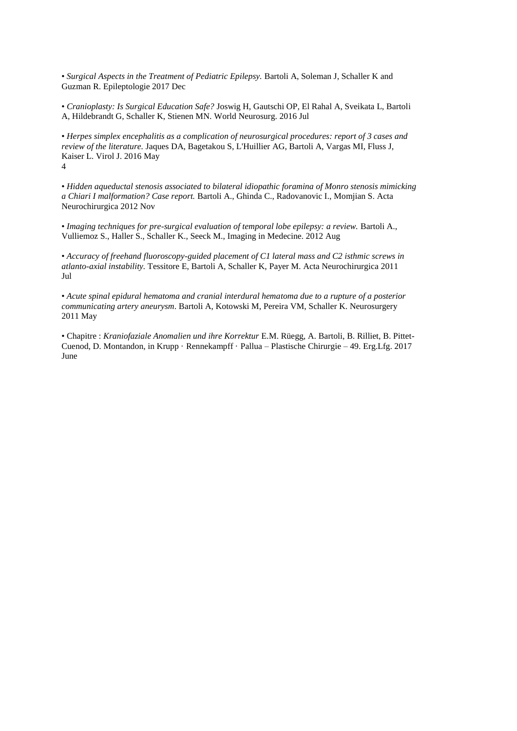• *Surgical Aspects in the Treatment of Pediatric Epilepsy.* Bartoli A, Soleman J, Schaller K and Guzman R. Epileptologie 2017 Dec

• *Cranioplasty: Is Surgical Education Safe?* Joswig H, Gautschi OP, El Rahal A, Sveikata L, Bartoli A, Hildebrandt G, Schaller K, Stienen MN. World Neurosurg. 2016 Jul

• *Herpes simplex encephalitis as a complication of neurosurgical procedures: report of 3 cases and review of the literature.* Jaques DA, Bagetakou S, L'Huillier AG, Bartoli A, Vargas MI, Fluss J, Kaiser L. Virol J. 2016 May

• *Hidden aqueductal stenosis associated to bilateral idiopathic foramina of Monro stenosis mimicking a Chiari I malformation? Case report.* Bartoli A., Ghinda C., Radovanovic I., Momjian S. Acta Neurochirurgica 2012 Nov

• *Imaging techniques for pre-surgical evaluation of temporal lobe epilepsy: a review.* Bartoli A., Vulliemoz S., Haller S., Schaller K., Seeck M., Imaging in Medecine. 2012 Aug

• *Accuracy of freehand fluoroscopy-guided placement of C1 lateral mass and C2 isthmic screws in atlanto-axial instability.* Tessitore E, Bartoli A, Schaller K, Payer M. Acta Neurochirurgica 2011 Jul

• *Acute spinal epidural hematoma and cranial interdural hematoma due to a rupture of a posterior communicating artery aneurysm*. Bartoli A, Kotowski M, Pereira VM, Schaller K. Neurosurgery 2011 May

• Chapitre : *Kraniofaziale Anomalien und ihre Korrektur* E.M. Rüegg, A. Bartoli, B. Rilliet, B. Pittet-Cuenod, D. Montandon, in Krupp · Rennekampff · Pallua – Plastische Chirurgie – 49. Erg.Lfg. 2017 June